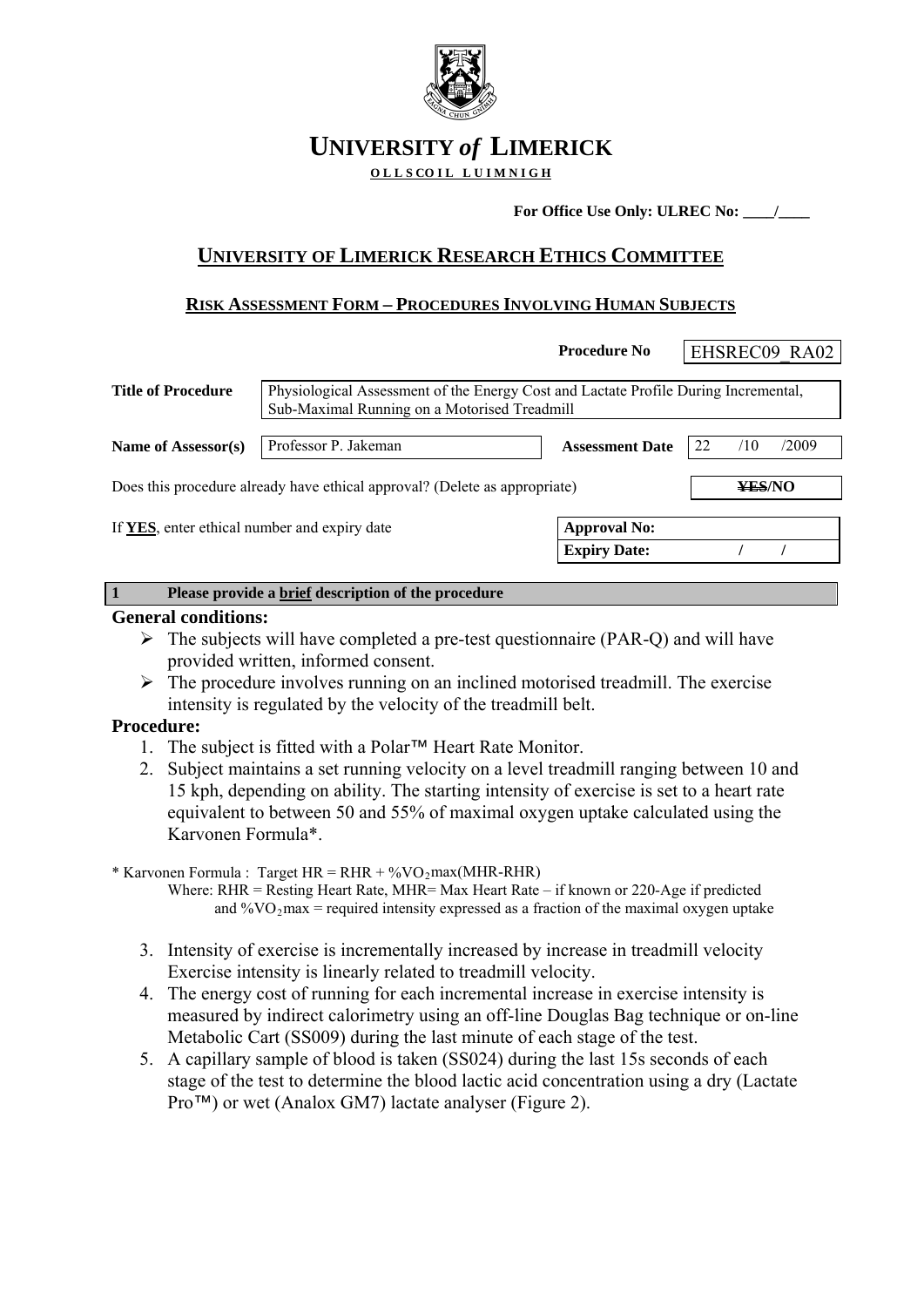# UNIVERSITY *of* LIMERICK

**OLLSCOIL LUIMNIGH**

**For Office Use Only: ULREC No: ____/____**

## UNIVERSITY OF LIMERICK RESEARCH ETHICS COMMITTEE

### RISK ASSESSMENT FORM – PROCEDURES INVOLVING HUMAN SUBJECTS

**Procedure No** EHSREC09_RA02

**Title of Procedure** Physiological Assessment of the Energy Cost and Lactate Profile During Incremental, Sub-Maximal Running on a Motorised Treadmill

**Name of Assessor(s)** Professor P. Jakeman **Assessment Date** 22 /10 /2009

Does this procedure already have ethical approval? (Delete as appropriate) ~~YES~~/NO

If **YES**, enter ethical number and expiry date

| | |
|---|---|
| **Approval No:** | |
| **Expiry Date:** | / / |

**1 Please provide a brief description of the procedure**

**General conditions:**

- The subjects will have completed a pre-test questionnaire (PAR-Q) and will have provided written, informed consent.
- The procedure involves running on an inclined motorised treadmill. The exercise intensity is regulated by the velocity of the treadmill belt.

**Procedure:**

1. The subject is fitted with a Polar™ Heart Rate Monitor.
2. Subject maintains a set running velocity on a level treadmill ranging between 10 and 15 kph, depending on ability. The starting intensity of exercise is set to a heart rate equivalent to between 50 and 55% of maximal oxygen uptake calculated using the Karvonen Formula*.

\* Karvonen Formula : Target HR = RHR + %$VO_2$max(MHR-RHR)
Where: RHR = Resting Heart Rate, MHR= Max Heart Rate – if known or 220-Age if predicted and %$VO_2$max = required intensity expressed as a fraction of the maximal oxygen uptake

3. Intensity of exercise is incrementally increased by increase in treadmill velocity Exercise intensity is linearly related to treadmill velocity.
4. The energy cost of running for each incremental increase in exercise intensity is measured by indirect calorimetry using an off-line Douglas Bag technique or on-line Metabolic Cart (SS009) during the last minute of each stage of the test.
5. A capillary sample of blood is taken (SS024) during the last 15s seconds of each stage of the test to determine the blood lactic acid concentration using a dry (Lactate Pro™) or wet (Analox GM7) lactate analyser (Figure 2).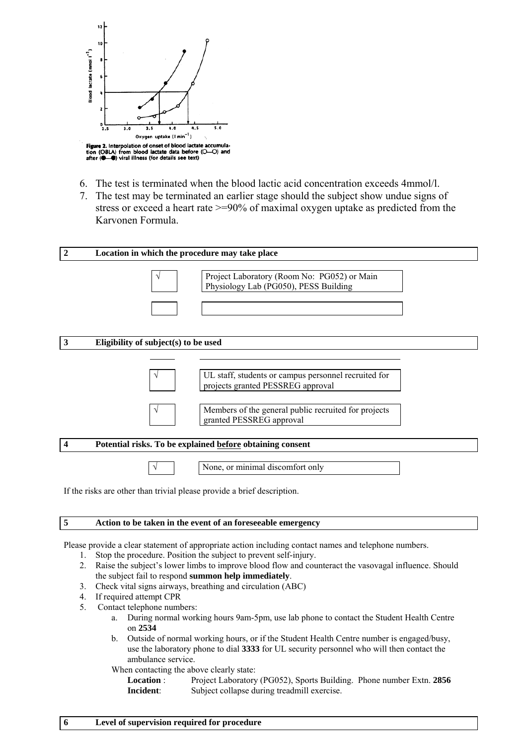Figure 2. Interpolation of onset of blood lactate accumulation (OBLA) from blood lactate data before (O—O) and after (●—●) viral illness (for details see text)

6. The test is terminated when the blood lactic acid concentration exceeds 4mmol/l.
7. The test may be terminated an earlier stage should the subject show undue signs of stress or exceed a heart rate >=90% of maximal oxygen uptake as predicted from the Karvonen Formula.

## 2 Location in which the procedure may take place

| | |
|---|---|
| √ | Project Laboratory (Room No: PG052) or Main Physiology Lab (PG050), PESS Building |
| | |

## 3 Eligibility of subject(s) to be used

| | |
|---|---|
| √ | UL staff, students or campus personnel recruited for projects granted PESSREG approval |
| √ | Members of the general public recruited for projects granted PESSREG approval |

## 4 Potential risks. To be explained before obtaining consent

| | |
|---|---|
| √ | None, or minimal discomfort only |

If the risks are other than trivial please provide a brief description.

## 5 Action to be taken in the event of an foreseeable emergency

Please provide a clear statement of appropriate action including contact names and telephone numbers.

1. Stop the procedure. Position the subject to prevent self-injury.
2. Raise the subject's lower limbs to improve blood flow and counteract the vasovagal influence. Should the subject fail to respond **summon help immediately**.
3. Check vital signs airways, breathing and circulation (ABC)
4. If required attempt CPR
5. Contact telephone numbers:
   a. During normal working hours 9am-5pm, use lab phone to contact the Student Health Centre on **2534**
   b. Outside of normal working hours, or if the Student Health Centre number is engaged/busy, use the laboratory phone to dial **3333** for UL security personnel who will then contact the ambulance service.

   When contacting the above clearly state:

   **Location** : Project Laboratory (PG052), Sports Building. Phone number Extn. **2856**
   **Incident**: Subject collapse during treadmill exercise.

## 6 Level of supervision required for procedure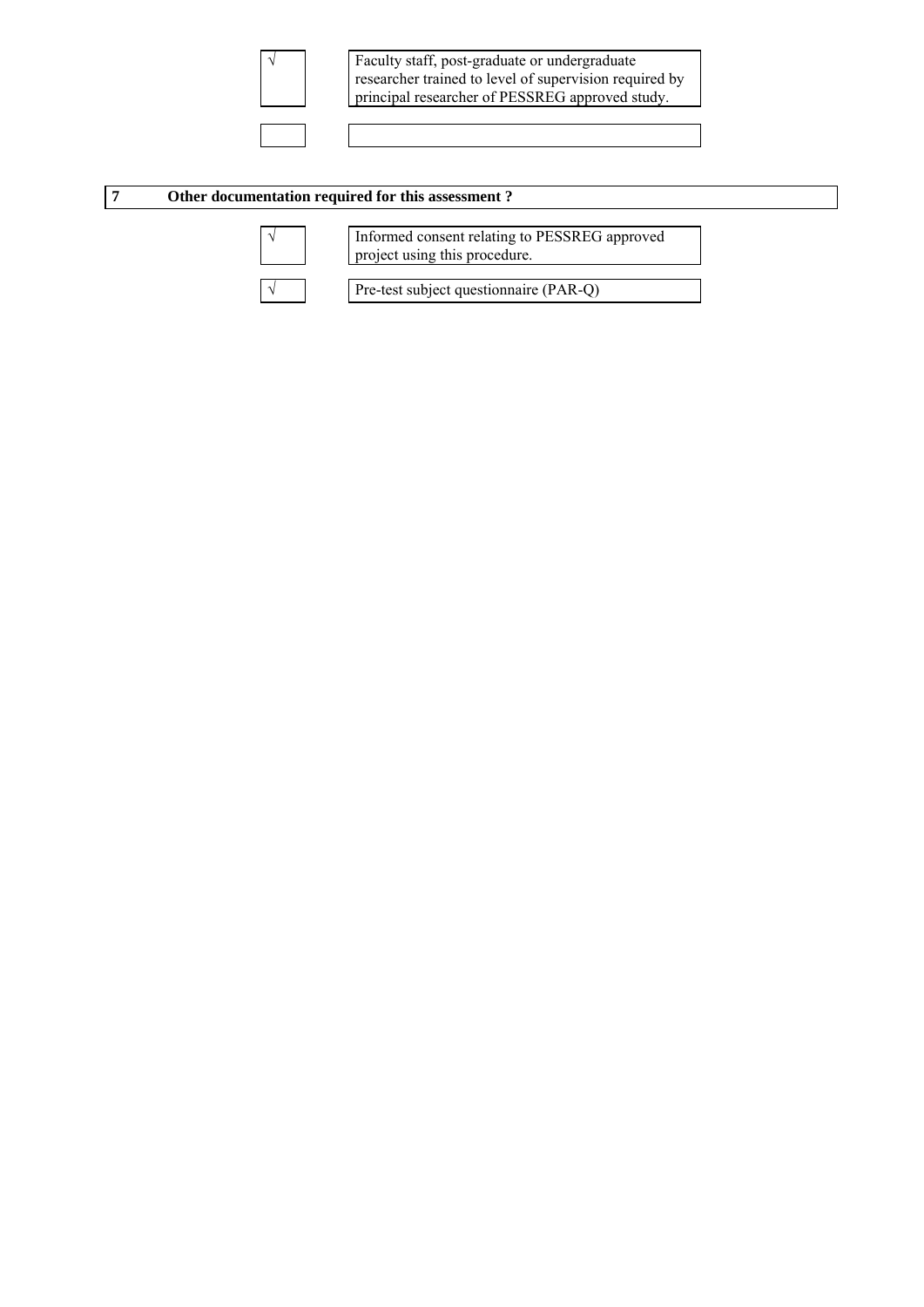| | |
|---|---|
| √ | Faculty staff, post-graduate or undergraduate researcher trained to level of supervision required by principal researcher of PESSREG approved study. |
| | |

**7 Other documentation required for this assessment ?**

| | |
|---|---|
| √ | Informed consent relating to PESSREG approved project using this procedure. |
| √ | Pre-test subject questionnaire (PAR-Q) |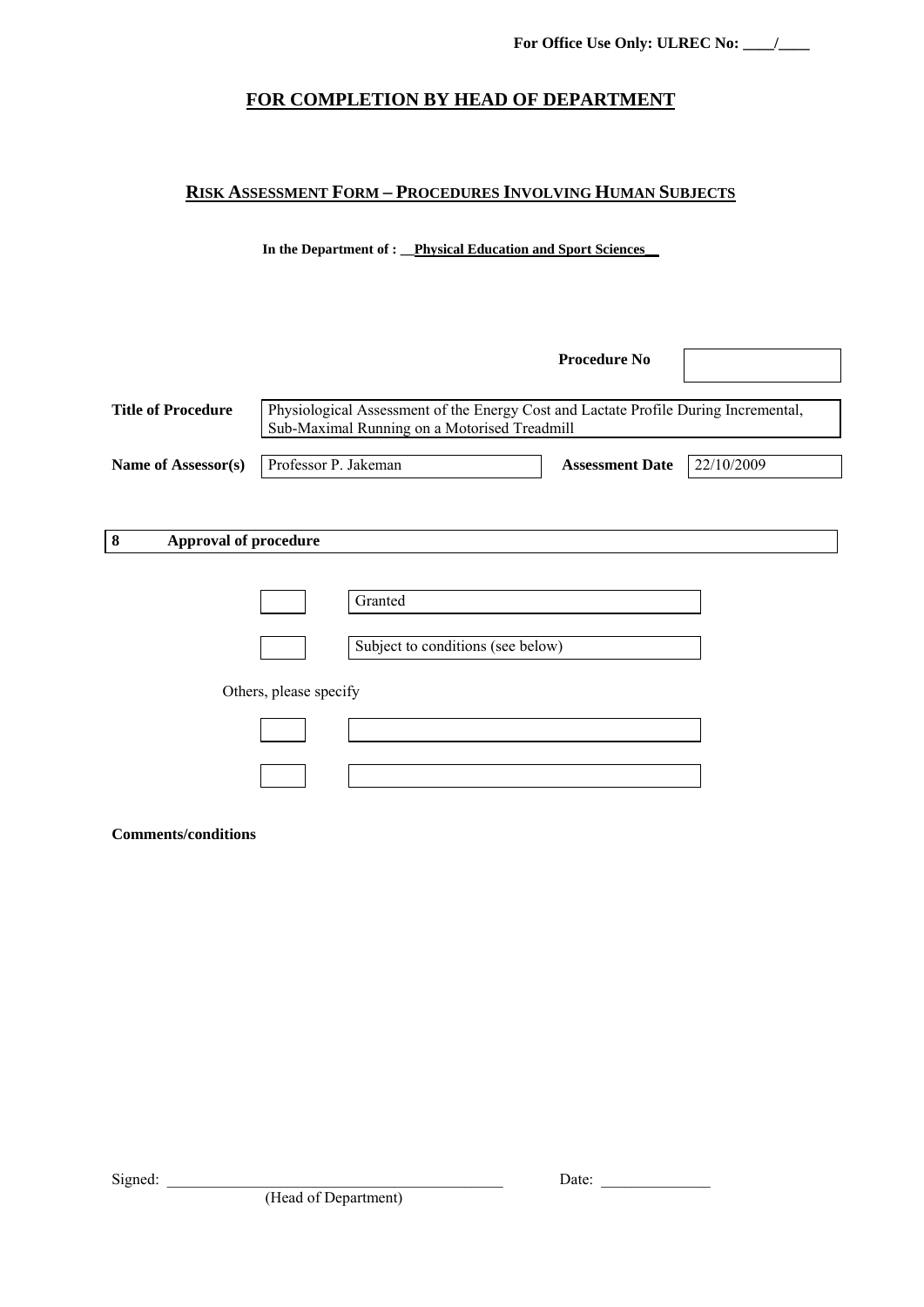**For Office Use Only: ULREC No: \_\_\_\_/\_\_\_\_**

# FOR COMPLETION BY HEAD OF DEPARTMENT

## RISK ASSESSMENT FORM – PROCEDURES INVOLVING HUMAN SUBJECTS

**In the Department of : \_\_Physical Education and Sport Sciences\_\_**

| | | | |
|---|---|---|---|
| | | **Procedure No** | |
| **Title of Procedure** | Physiological Assessment of the Energy Cost and Lactate Profile During Incremental, Sub-Maximal Running on a Motorised Treadmill | | |
| **Name of Assessor(s)** | Professor P. Jakeman | **Assessment Date** | 22/10/2009 |

**8 Approval of procedure**

| | |
|---|---|
| ☐ | Granted |
| ☐ | Subject to conditions (see below) |

Others, please specify

| | |
|---|---|
| ☐ | |
| ☐ | |

**Comments/conditions**

Signed: \_\_\_\_\_\_\_\_\_\_\_\_\_\_\_\_\_\_\_\_\_\_\_\_\_\_\_\_\_\_\_\_\_\_\_\_\_\_\_\_ Date: \_\_\_\_\_\_\_\_\_\_\_\_\_\_

(Head of Department)